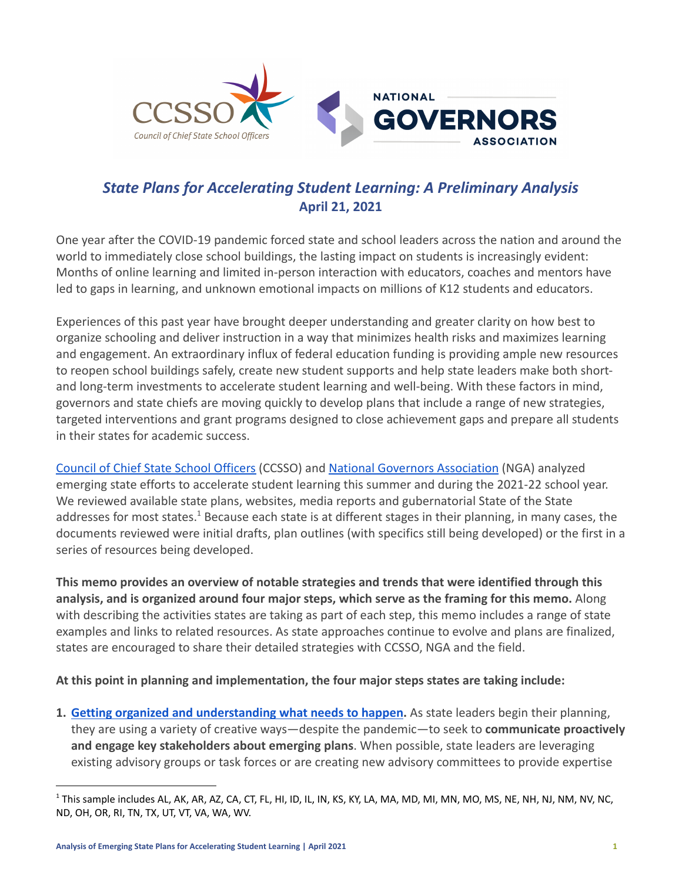# *State Plans for Accelerating Student Learning: A Preliminary Analysis*

**April 21, 2021**

One year after the COVID-19 pandemic forced state and school leaders across the nation and around the world to immediately close school buildings, the lasting impact on students is increasingly evident: Months of online learning and limited in-person interaction with educators, coaches and mentors have led to gaps in learning, and unknown emotional impacts on millions of K12 students and educators.

Experiences of this past year have brought deeper understanding and greater clarity on how best to organize schooling and deliver instruction in a way that minimizes health risks and maximizes learning and engagement. An extraordinary influx of federal education funding is providing ample new resources to reopen school buildings safely, create new student supports and help state leaders make both short- and long-term investments to accelerate student learning and well-being. With these factors in mind, governors and state chiefs are moving quickly to develop plans that include a range of new strategies, targeted interventions and grant programs designed to close achievement gaps and prepare all students in their states for academic success.

[Council of Chief State School Officers](#) (CCSSO) and [National Governors Association](#) (NGA) analyzed emerging state efforts to accelerate student learning this summer and during the 2021-22 school year. We reviewed available state plans, websites, media reports and gubernatorial State of the State addresses for most states.[1] Because each state is at different stages in their planning, in many cases, the documents reviewed were initial drafts, plan outlines (with specifics still being developed) or the first in a series of resources being developed.

**This memo provides an overview of notable strategies and trends that were identified through this analysis, and is organized around four major steps, which serve as the framing for this memo.** Along with describing the activities states are taking as part of each step, this memo includes a range of state examples and links to related resources. As state approaches continue to evolve and plans are finalized, states are encouraged to share their detailed strategies with CCSSO, NGA and the field.

**At this point in planning and implementation, the four major steps states are taking include:**

1. **[Getting organized and understanding what needs to happen](#).** As state leaders begin their planning, they are using a variety of creative ways—despite the pandemic—to seek to **communicate proactively and engage key stakeholders about emerging plans**. When possible, state leaders are leveraging existing advisory groups or task forces or are creating new advisory committees to provide expertise

---

[1] This sample includes AL, AK, AR, AZ, CA, CT, FL, HI, ID, IL, IN, KS, KY, LA, MA, MD, MI, MN, MO, MS, NE, NH, NJ, NM, NV, NC, ND, OH, OR, RI, TN, TX, UT, VT, VA, WA, WV.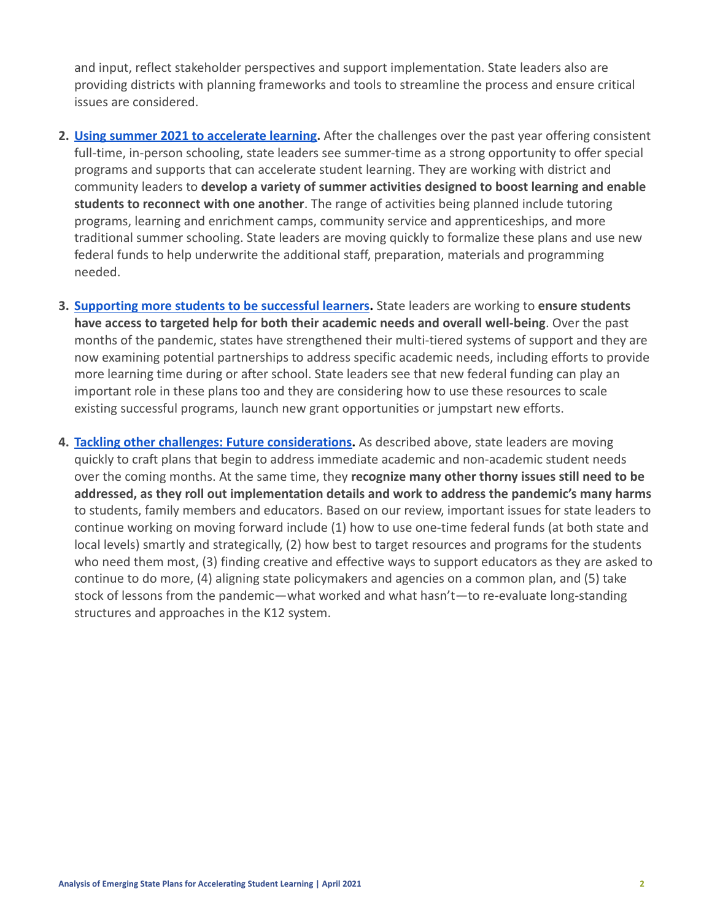and input, reflect stakeholder perspectives and support implementation. State leaders also are providing districts with planning frameworks and tools to streamline the process and ensure critical issues are considered.

2. **Using summer 2021 to accelerate learning.** After the challenges over the past year offering consistent full-time, in-person schooling, state leaders see summer-time as a strong opportunity to offer special programs and supports that can accelerate student learning. They are working with district and community leaders to **develop a variety of summer activities designed to boost learning and enable students to reconnect with one another**. The range of activities being planned include tutoring programs, learning and enrichment camps, community service and apprenticeships, and more traditional summer schooling. State leaders are moving quickly to formalize these plans and use new federal funds to help underwrite the additional staff, preparation, materials and programming needed.

3. **Supporting more students to be successful learners.** State leaders are working to **ensure students have access to targeted help for both their academic needs and overall well-being**. Over the past months of the pandemic, states have strengthened their multi-tiered systems of support and they are now examining potential partnerships to address specific academic needs, including efforts to provide more learning time during or after school. State leaders see that new federal funding can play an important role in these plans too and they are considering how to use these resources to scale existing successful programs, launch new grant opportunities or jumpstart new efforts.

4. **Tackling other challenges: Future considerations.** As described above, state leaders are moving quickly to craft plans that begin to address immediate academic and non-academic student needs over the coming months. At the same time, they **recognize many other thorny issues still need to be addressed, as they roll out implementation details and work to address the pandemic's many harms** to students, family members and educators. Based on our review, important issues for state leaders to continue working on moving forward include (1) how to use one-time federal funds (at both state and local levels) smartly and strategically, (2) how best to target resources and programs for the students who need them most, (3) finding creative and effective ways to support educators as they are asked to continue to do more, (4) aligning state policymakers and agencies on a common plan, and (5) take stock of lessons from the pandemic—what worked and what hasn't—to re-evaluate long-standing structures and approaches in the K12 system.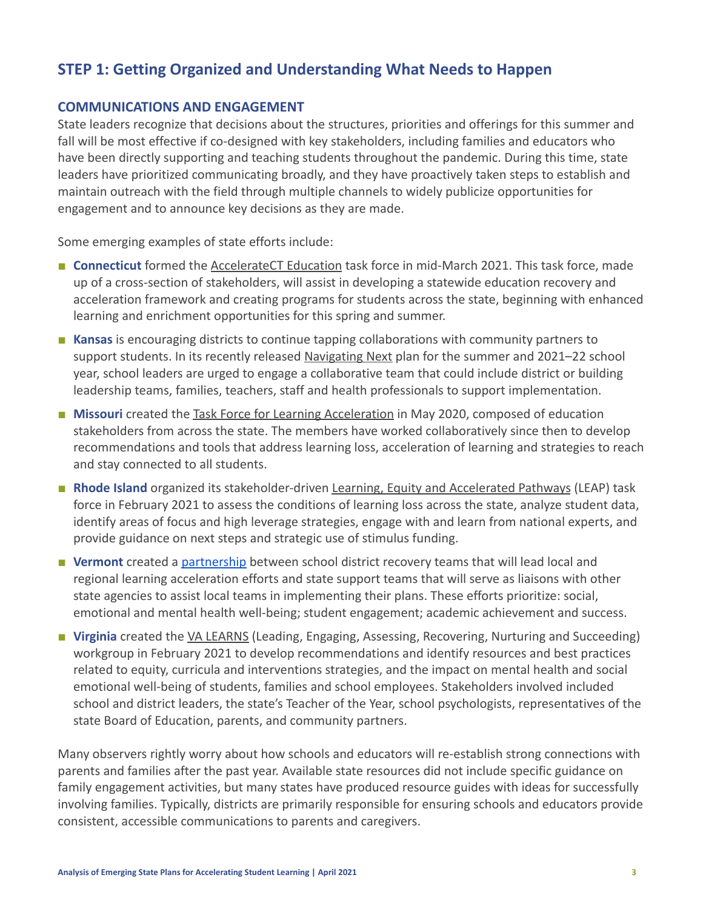## STEP 1: Getting Organized and Understanding What Needs to Happen

### COMMUNICATIONS AND ENGAGEMENT

State leaders recognize that decisions about the structures, priorities and offerings for this summer and fall will be most effective if co-designed with key stakeholders, including families and educators who have been directly supporting and teaching students throughout the pandemic. During this time, state leaders have prioritized communicating broadly, and they have proactively taken steps to establish and maintain outreach with the field through multiple channels to widely publicize opportunities for engagement and to announce key decisions as they are made.

Some emerging examples of state efforts include:

- **Connecticut** formed the AccelerateCT Education task force in mid-March 2021. This task force, made up of a cross-section of stakeholders, will assist in developing a statewide education recovery and acceleration framework and creating programs for students across the state, beginning with enhanced learning and enrichment opportunities for this spring and summer.
- **Kansas** is encouraging districts to continue tapping collaborations with community partners to support students. In its recently released Navigating Next plan for the summer and 2021–22 school year, school leaders are urged to engage a collaborative team that could include district or building leadership teams, families, teachers, staff and health professionals to support implementation.
- **Missouri** created the Task Force for Learning Acceleration in May 2020, composed of education stakeholders from across the state. The members have worked collaboratively since then to develop recommendations and tools that address learning loss, acceleration of learning and strategies to reach and stay connected to all students.
- **Rhode Island** organized its stakeholder-driven Learning, Equity and Accelerated Pathways (LEAP) task force in February 2021 to assess the conditions of learning loss across the state, analyze student data, identify areas of focus and high leverage strategies, engage with and learn from national experts, and provide guidance on next steps and strategic use of stimulus funding.
- **Vermont** created a partnership between school district recovery teams that will lead local and regional learning acceleration efforts and state support teams that will serve as liaisons with other state agencies to assist local teams in implementing their plans. These efforts prioritize: social, emotional and mental health well-being; student engagement; academic achievement and success.
- **Virginia** created the VA LEARNS (Leading, Engaging, Assessing, Recovering, Nurturing and Succeeding) workgroup in February 2021 to develop recommendations and identify resources and best practices related to equity, curricula and interventions strategies, and the impact on mental health and social emotional well-being of students, families and school employees. Stakeholders involved included school and district leaders, the state's Teacher of the Year, school psychologists, representatives of the state Board of Education, parents, and community partners.

Many observers rightly worry about how schools and educators will re-establish strong connections with parents and families after the past year. Available state resources did not include specific guidance on family engagement activities, but many states have produced resource guides with ideas for successfully involving families. Typically, districts are primarily responsible for ensuring schools and educators provide consistent, accessible communications to parents and caregivers.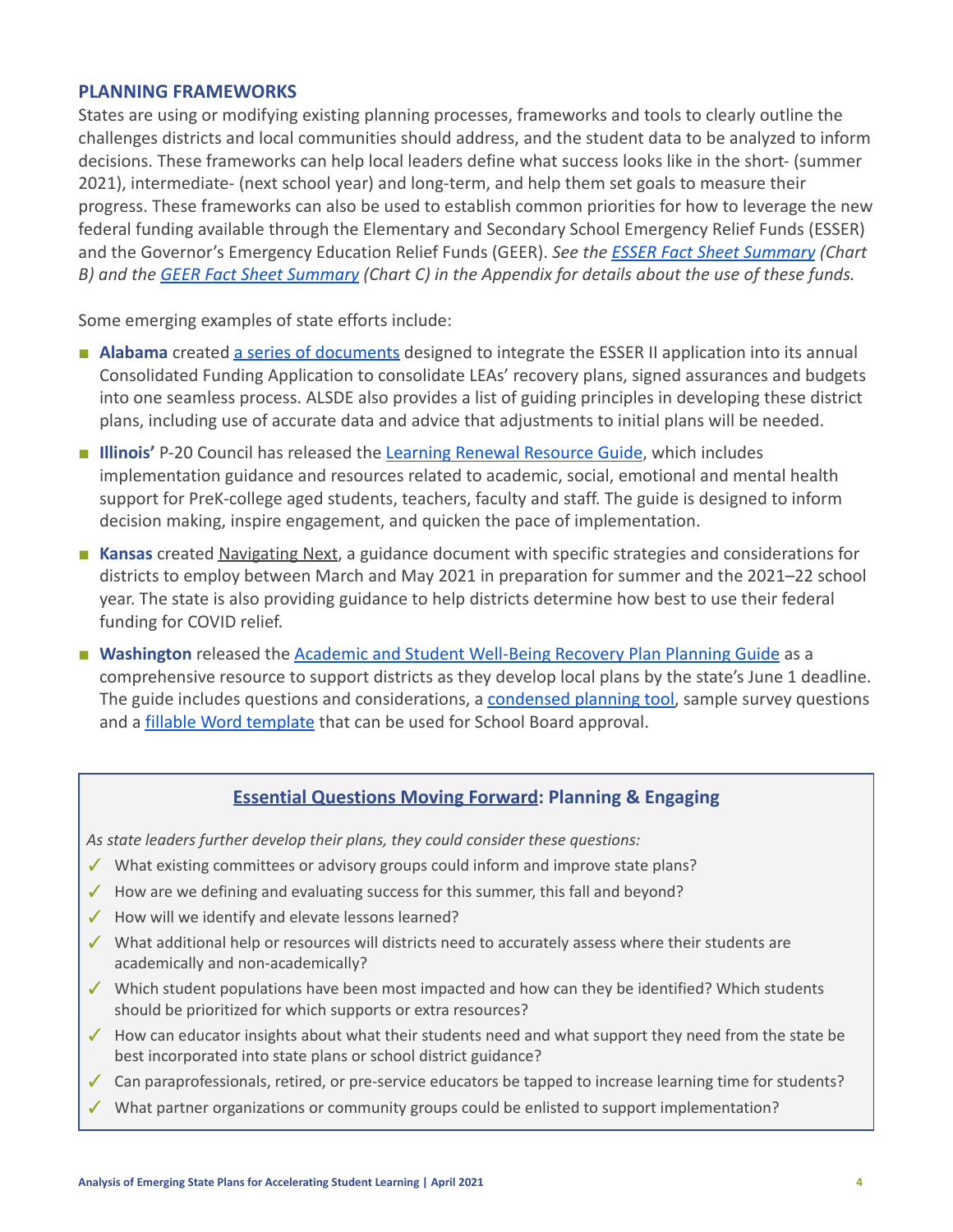## PLANNING FRAMEWORKS

States are using or modifying existing planning processes, frameworks and tools to clearly outline the challenges districts and local communities should address, and the student data to be analyzed to inform decisions. These frameworks can help local leaders define what success looks like in the short- (summer 2021), intermediate- (next school year) and long-term, and help them set goals to measure their progress. These frameworks can also be used to establish common priorities for how to leverage the new federal funding available through the Elementary and Secondary School Emergency Relief Funds (ESSER) and the Governor's Emergency Education Relief Funds (GEER). *See the ESSER Fact Sheet Summary (Chart B) and the GEER Fact Sheet Summary (Chart C) in the Appendix for details about the use of these funds.*

Some emerging examples of state efforts include:

- **Alabama** created a series of documents designed to integrate the ESSER II application into its annual Consolidated Funding Application to consolidate LEAs' recovery plans, signed assurances and budgets into one seamless process. ALSDE also provides a list of guiding principles in developing these district plans, including use of accurate data and advice that adjustments to initial plans will be needed.
- **Illinois'** P-20 Council has released the Learning Renewal Resource Guide, which includes implementation guidance and resources related to academic, social, emotional and mental health support for PreK-college aged students, teachers, faculty and staff. The guide is designed to inform decision making, inspire engagement, and quicken the pace of implementation.
- **Kansas** created Navigating Next, a guidance document with specific strategies and considerations for districts to employ between March and May 2021 in preparation for summer and the 2021–22 school year. The state is also providing guidance to help districts determine how best to use their federal funding for COVID relief.
- **Washington** released the Academic and Student Well-Being Recovery Plan Planning Guide as a comprehensive resource to support districts as they develop local plans by the state's June 1 deadline. The guide includes questions and considerations, a condensed planning tool, sample survey questions and a fillable Word template that can be used for School Board approval.

### Essential Questions Moving Forward: Planning & Engaging

*As state leaders further develop their plans, they could consider these questions:*

- ✓ What existing committees or advisory groups could inform and improve state plans?
- ✓ How are we defining and evaluating success for this summer, this fall and beyond?
- ✓ How will we identify and elevate lessons learned?
- ✓ What additional help or resources will districts need to accurately assess where their students are academically and non-academically?
- ✓ Which student populations have been most impacted and how can they be identified? Which students should be prioritized for which supports or extra resources?
- ✓ How can educator insights about what their students need and what support they need from the state be best incorporated into state plans or school district guidance?
- ✓ Can paraprofessionals, retired, or pre-service educators be tapped to increase learning time for students?
- ✓ What partner organizations or community groups could be enlisted to support implementation?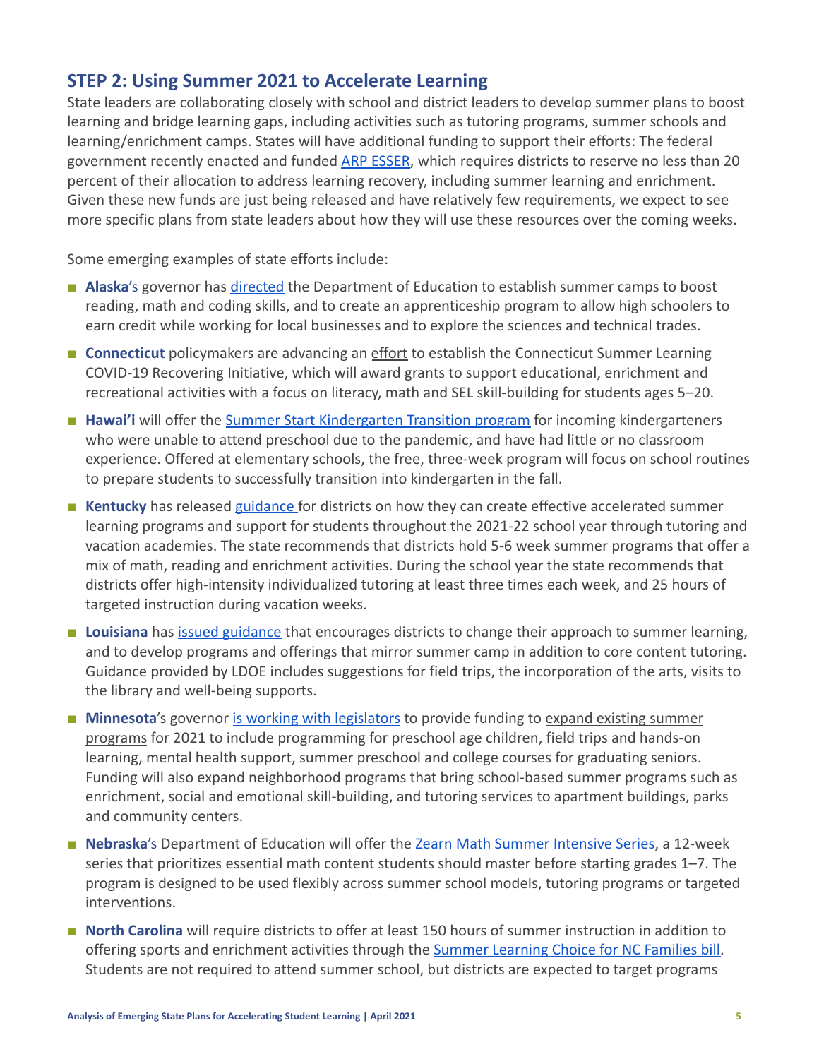## STEP 2: Using Summer 2021 to Accelerate Learning

State leaders are collaborating closely with school and district leaders to develop summer plans to boost learning and bridge learning gaps, including activities such as tutoring programs, summer schools and learning/enrichment camps. States will have additional funding to support their efforts: The federal government recently enacted and funded ARP ESSER, which requires districts to reserve no less than 20 percent of their allocation to address learning recovery, including summer learning and enrichment. Given these new funds are just being released and have relatively few requirements, we expect to see more specific plans from state leaders about how they will use these resources over the coming weeks.

Some emerging examples of state efforts include:

- **Alaska**'s governor has directed the Department of Education to establish summer camps to boost reading, math and coding skills, and to create an apprenticeship program to allow high schoolers to earn credit while working for local businesses and to explore the sciences and technical trades.
- **Connecticut** policymakers are advancing an effort to establish the Connecticut Summer Learning COVID-19 Recovering Initiative, which will award grants to support educational, enrichment and recreational activities with a focus on literacy, math and SEL skill-building for students ages 5–20.
- **Hawai'i** will offer the Summer Start Kindergarten Transition program for incoming kindergarteners who were unable to attend preschool due to the pandemic, and have had little or no classroom experience. Offered at elementary schools, the free, three-week program will focus on school routines to prepare students to successfully transition into kindergarten in the fall.
- **Kentucky** has released guidance for districts on how they can create effective accelerated summer learning programs and support for students throughout the 2021-22 school year through tutoring and vacation academies. The state recommends that districts hold 5-6 week summer programs that offer a mix of math, reading and enrichment activities. During the school year the state recommends that districts offer high-intensity individualized tutoring at least three times each week, and 25 hours of targeted instruction during vacation weeks.
- **Louisiana** has issued guidance that encourages districts to change their approach to summer learning, and to develop programs and offerings that mirror summer camp in addition to core content tutoring. Guidance provided by LDOE includes suggestions for field trips, the incorporation of the arts, visits to the library and well-being supports.
- **Minnesota**'s governor is working with legislators to provide funding to expand existing summer programs for 2021 to include programming for preschool age children, field trips and hands-on learning, mental health support, summer preschool and college courses for graduating seniors. Funding will also expand neighborhood programs that bring school-based summer programs such as enrichment, social and emotional skill-building, and tutoring services to apartment buildings, parks and community centers.
- **Nebraska**'s Department of Education will offer the Zearn Math Summer Intensive Series, a 12-week series that prioritizes essential math content students should master before starting grades 1–7. The program is designed to be used flexibly across summer school models, tutoring programs or targeted interventions.
- **North Carolina** will require districts to offer at least 150 hours of summer instruction in addition to offering sports and enrichment activities through the Summer Learning Choice for NC Families bill. Students are not required to attend summer school, but districts are expected to target programs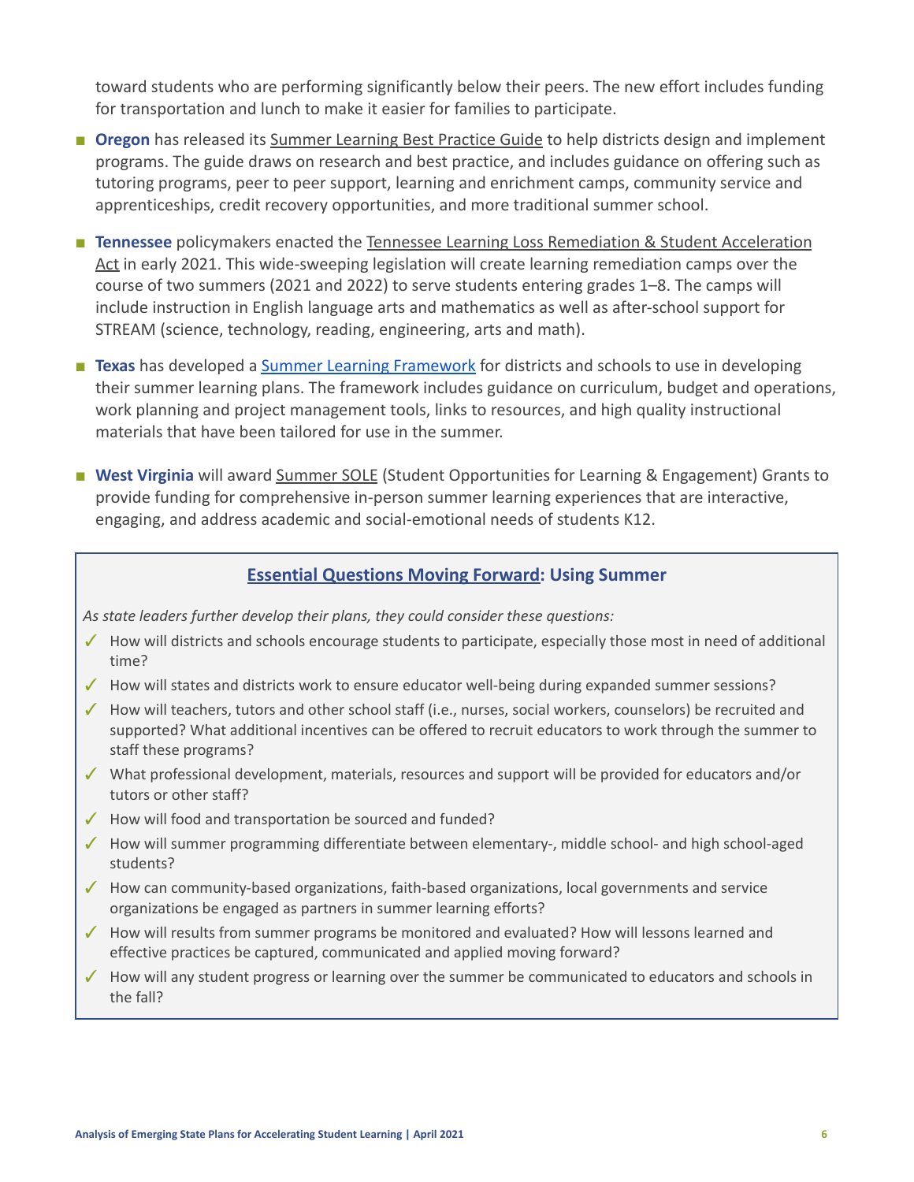toward students who are performing significantly below their peers. The new effort includes funding for transportation and lunch to make it easier for families to participate.

- **Oregon** has released its Summer Learning Best Practice Guide to help districts design and implement programs. The guide draws on research and best practice, and includes guidance on offering such as tutoring programs, peer to peer support, learning and enrichment camps, community service and apprenticeships, credit recovery opportunities, and more traditional summer school.
- **Tennessee** policymakers enacted the Tennessee Learning Loss Remediation & Student Acceleration Act in early 2021. This wide-sweeping legislation will create learning remediation camps over the course of two summers (2021 and 2022) to serve students entering grades 1–8. The camps will include instruction in English language arts and mathematics as well as after-school support for STREAM (science, technology, reading, engineering, arts and math).
- **Texas** has developed a Summer Learning Framework for districts and schools to use in developing their summer learning plans. The framework includes guidance on curriculum, budget and operations, work planning and project management tools, links to resources, and high quality instructional materials that have been tailored for use in the summer.
- **West Virginia** will award Summer SOLE (Student Opportunities for Learning & Engagement) Grants to provide funding for comprehensive in-person summer learning experiences that are interactive, engaging, and address academic and social-emotional needs of students K12.

### Essential Questions Moving Forward: Using Summer

*As state leaders further develop their plans, they could consider these questions:*

- ✓ How will districts and schools encourage students to participate, especially those most in need of additional time?
- ✓ How will states and districts work to ensure educator well-being during expanded summer sessions?
- ✓ How will teachers, tutors and other school staff (i.e., nurses, social workers, counselors) be recruited and supported? What additional incentives can be offered to recruit educators to work through the summer to staff these programs?
- ✓ What professional development, materials, resources and support will be provided for educators and/or tutors or other staff?
- ✓ How will food and transportation be sourced and funded?
- ✓ How will summer programming differentiate between elementary-, middle school- and high school-aged students?
- ✓ How can community-based organizations, faith-based organizations, local governments and service organizations be engaged as partners in summer learning efforts?
- ✓ How will results from summer programs be monitored and evaluated? How will lessons learned and effective practices be captured, communicated and applied moving forward?
- ✓ How will any student progress or learning over the summer be communicated to educators and schools in the fall?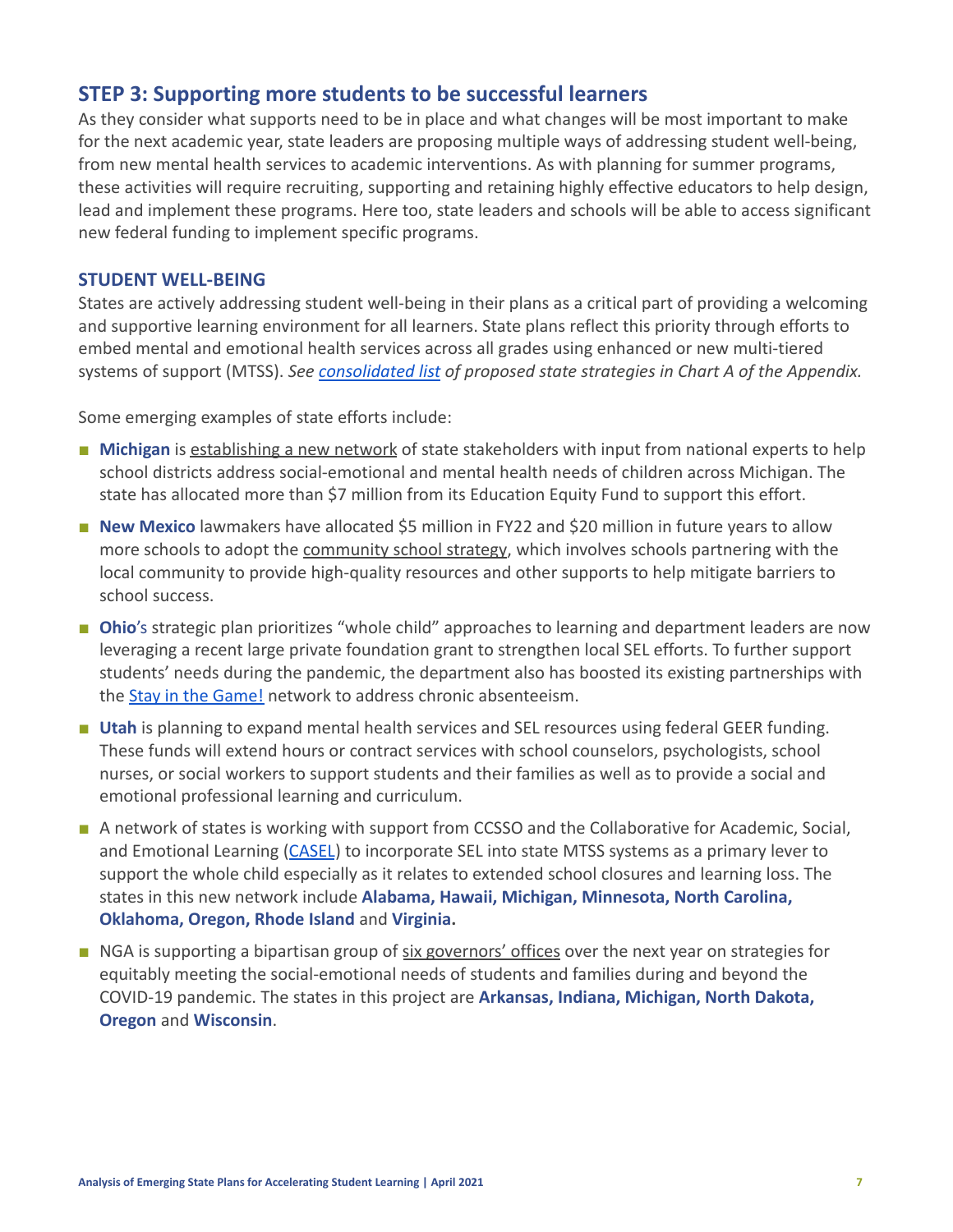## STEP 3: Supporting more students to be successful learners

As they consider what supports need to be in place and what changes will be most important to make for the next academic year, state leaders are proposing multiple ways of addressing student well-being, from new mental health services to academic interventions. As with planning for summer programs, these activities will require recruiting, supporting and retaining highly effective educators to help design, lead and implement these programs. Here too, state leaders and schools will be able to access significant new federal funding to implement specific programs.

### STUDENT WELL-BEING

States are actively addressing student well-being in their plans as a critical part of providing a welcoming and supportive learning environment for all learners. State plans reflect this priority through efforts to embed mental and emotional health services across all grades using enhanced or new multi-tiered systems of support (MTSS). *See consolidated list of proposed state strategies in Chart A of the Appendix.*

Some emerging examples of state efforts include:

- **Michigan** is establishing a new network of state stakeholders with input from national experts to help school districts address social-emotional and mental health needs of children across Michigan. The state has allocated more than $7 million from its Education Equity Fund to support this effort.
- **New Mexico** lawmakers have allocated $5 million in FY22 and $20 million in future years to allow more schools to adopt the community school strategy, which involves schools partnering with the local community to provide high-quality resources and other supports to help mitigate barriers to school success.
- **Ohio**'s strategic plan prioritizes "whole child" approaches to learning and department leaders are now leveraging a recent large private foundation grant to strengthen local SEL efforts. To further support students' needs during the pandemic, the department also has boosted its existing partnerships with the Stay in the Game! network to address chronic absenteeism.
- **Utah** is planning to expand mental health services and SEL resources using federal GEER funding. These funds will extend hours or contract services with school counselors, psychologists, school nurses, or social workers to support students and their families as well as to provide a social and emotional professional learning and curriculum.
- A network of states is working with support from CCSSO and the Collaborative for Academic, Social, and Emotional Learning (CASEL) to incorporate SEL into state MTSS systems as a primary lever to support the whole child especially as it relates to extended school closures and learning loss. The states in this new network include **Alabama, Hawaii, Michigan, Minnesota, North Carolina, Oklahoma, Oregon, Rhode Island** and **Virginia.**
- NGA is supporting a bipartisan group of six governors' offices over the next year on strategies for equitably meeting the social-emotional needs of students and families during and beyond the COVID-19 pandemic. The states in this project are **Arkansas, Indiana, Michigan, North Dakota, Oregon** and **Wisconsin**.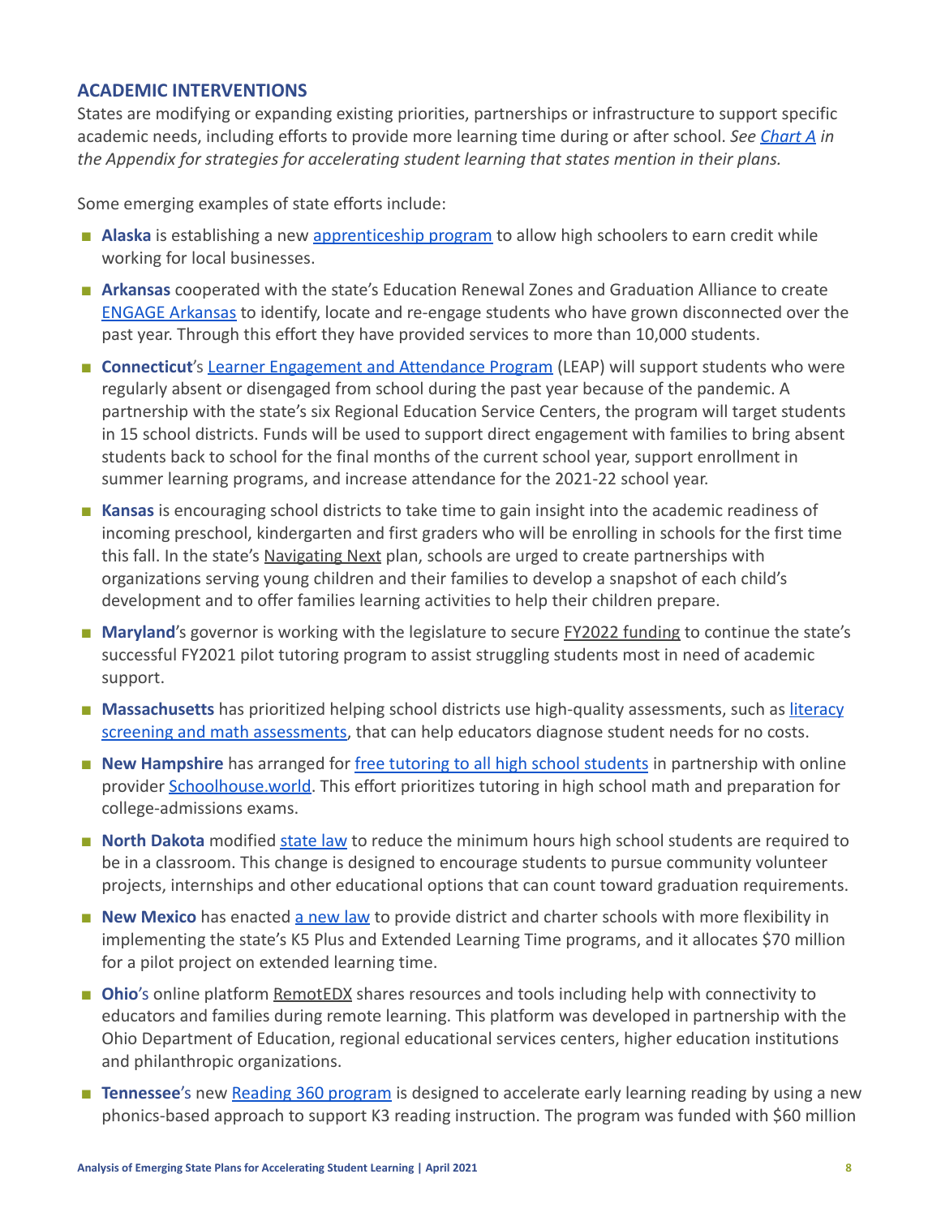## ACADEMIC INTERVENTIONS

States are modifying or expanding existing priorities, partnerships or infrastructure to support specific academic needs, including efforts to provide more learning time during or after school. *See Chart A in the Appendix for strategies for accelerating student learning that states mention in their plans.*

Some emerging examples of state efforts include:

- **Alaska** is establishing a new apprenticeship program to allow high schoolers to earn credit while working for local businesses.
- **Arkansas** cooperated with the state's Education Renewal Zones and Graduation Alliance to create ENGAGE Arkansas to identify, locate and re-engage students who have grown disconnected over the past year. Through this effort they have provided services to more than 10,000 students.
- **Connecticut**'s Learner Engagement and Attendance Program (LEAP) will support students who were regularly absent or disengaged from school during the past year because of the pandemic. A partnership with the state's six Regional Education Service Centers, the program will target students in 15 school districts. Funds will be used to support direct engagement with families to bring absent students back to school for the final months of the current school year, support enrollment in summer learning programs, and increase attendance for the 2021-22 school year.
- **Kansas** is encouraging school districts to take time to gain insight into the academic readiness of incoming preschool, kindergarten and first graders who will be enrolling in schools for the first time this fall. In the state's Navigating Next plan, schools are urged to create partnerships with organizations serving young children and their families to develop a snapshot of each child's development and to offer families learning activities to help their children prepare.
- **Maryland**'s governor is working with the legislature to secure FY2022 funding to continue the state's successful FY2021 pilot tutoring program to assist struggling students most in need of academic support.
- **Massachusetts** has prioritized helping school districts use high-quality assessments, such as literacy screening and math assessments, that can help educators diagnose student needs for no costs.
- **New Hampshire** has arranged for free tutoring to all high school students in partnership with online provider Schoolhouse.world. This effort prioritizes tutoring in high school math and preparation for college-admissions exams.
- **North Dakota** modified state law to reduce the minimum hours high school students are required to be in a classroom. This change is designed to encourage students to pursue community volunteer projects, internships and other educational options that can count toward graduation requirements.
- **New Mexico** has enacted a new law to provide district and charter schools with more flexibility in implementing the state's K5 Plus and Extended Learning Time programs, and it allocates $70 million for a pilot project on extended learning time.
- **Ohio**'s online platform RemotEDX shares resources and tools including help with connectivity to educators and families during remote learning. This platform was developed in partnership with the Ohio Department of Education, regional educational services centers, higher education institutions and philanthropic organizations.
- **Tennessee**'s new Reading 360 program is designed to accelerate early learning reading by using a new phonics-based approach to support K3 reading instruction. The program was funded with $60 million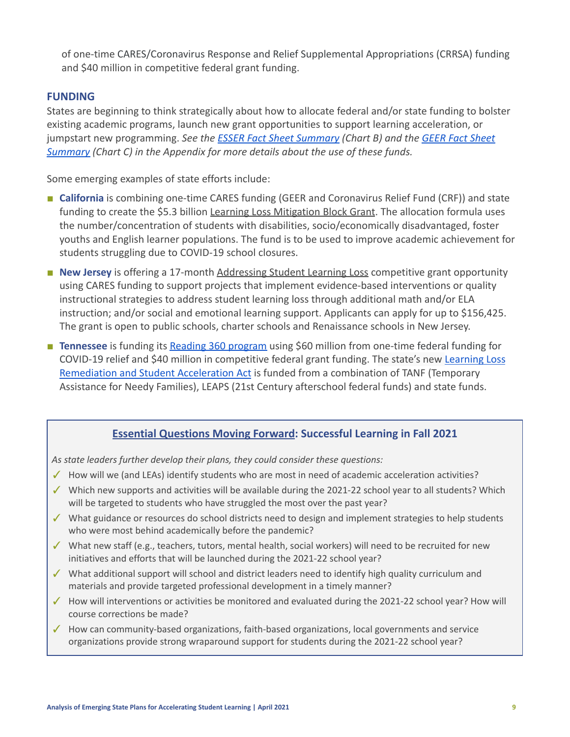of one-time CARES/Coronavirus Response and Relief Supplemental Appropriations (CRRSA) funding and $40 million in competitive federal grant funding.

## FUNDING

States are beginning to think strategically about how to allocate federal and/or state funding to bolster existing academic programs, launch new grant opportunities to support learning acceleration, or jumpstart new programming. *See the ESSER Fact Sheet Summary (Chart B) and the GEER Fact Sheet Summary (Chart C) in the Appendix for more details about the use of these funds.*

Some emerging examples of state efforts include:

- **California** is combining one-time CARES funding (GEER and Coronavirus Relief Fund (CRF)) and state funding to create the $5.3 billion Learning Loss Mitigation Block Grant. The allocation formula uses the number/concentration of students with disabilities, socio/economically disadvantaged, foster youths and English learner populations. The fund is to be used to improve academic achievement for students struggling due to COVID-19 school closures.
- **New Jersey** is offering a 17-month Addressing Student Learning Loss competitive grant opportunity using CARES funding to support projects that implement evidence-based interventions or quality instructional strategies to address student learning loss through additional math and/or ELA instruction; and/or social and emotional learning support. Applicants can apply for up to $156,425. The grant is open to public schools, charter schools and Renaissance schools in New Jersey.
- **Tennessee** is funding its Reading 360 program using $60 million from one-time federal funding for COVID-19 relief and $40 million in competitive federal grant funding. The state's new Learning Loss Remediation and Student Acceleration Act is funded from a combination of TANF (Temporary Assistance for Needy Families), LEAPS (21st Century afterschool federal funds) and state funds.

### Essential Questions Moving Forward: Successful Learning in Fall 2021

*As state leaders further develop their plans, they could consider these questions:*

- ✓ How will we (and LEAs) identify students who are most in need of academic acceleration activities?
- ✓ Which new supports and activities will be available during the 2021-22 school year to all students? Which will be targeted to students who have struggled the most over the past year?
- ✓ What guidance or resources do school districts need to design and implement strategies to help students who were most behind academically before the pandemic?
- ✓ What new staff (e.g., teachers, tutors, mental health, social workers) will need to be recruited for new initiatives and efforts that will be launched during the 2021-22 school year?
- ✓ What additional support will school and district leaders need to identify high quality curriculum and materials and provide targeted professional development in a timely manner?
- ✓ How will interventions or activities be monitored and evaluated during the 2021-22 school year? How will course corrections be made?
- ✓ How can community-based organizations, faith-based organizations, local governments and service organizations provide strong wraparound support for students during the 2021-22 school year?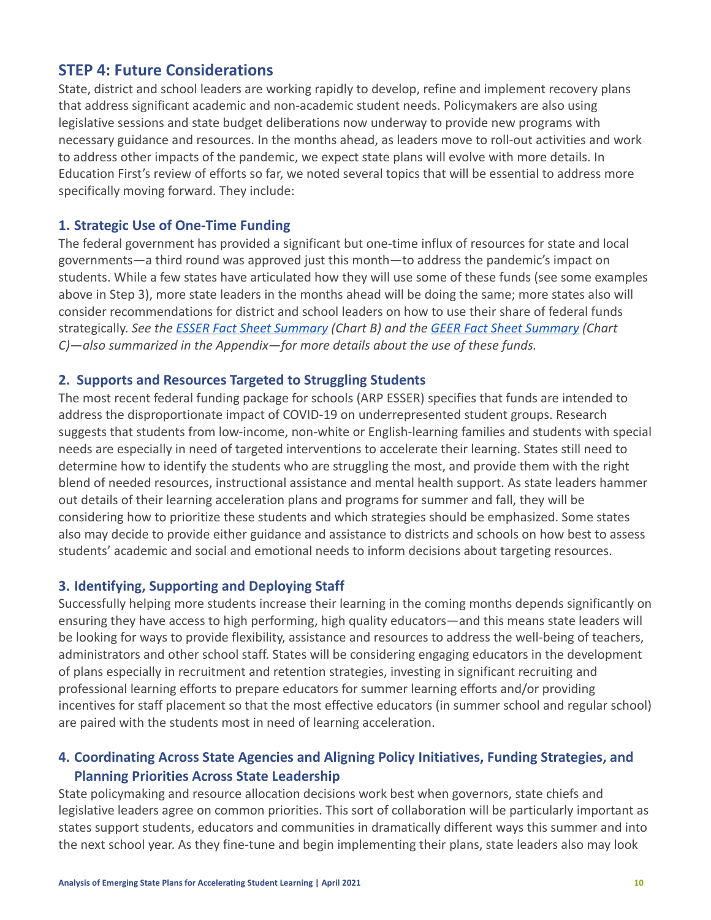## STEP 4: Future Considerations

State, district and school leaders are working rapidly to develop, refine and implement recovery plans that address significant academic and non-academic student needs. Policymakers are also using legislative sessions and state budget deliberations now underway to provide new programs with necessary guidance and resources. In the months ahead, as leaders move to roll-out activities and work to address other impacts of the pandemic, we expect state plans will evolve with more details. In Education First's review of efforts so far, we noted several topics that will be essential to address more specifically moving forward. They include:

### 1. Strategic Use of One-Time Funding

The federal government has provided a significant but one-time influx of resources for state and local governments—a third round was approved just this month—to address the pandemic's impact on students. While a few states have articulated how they will use some of these funds (see some examples above in Step 3), more state leaders in the months ahead will be doing the same; more states also will consider recommendations for district and school leaders on how to use their share of federal funds strategically. *See the [ESSER Fact Sheet Summary] (Chart B) and the [GEER Fact Sheet Summary] (Chart C)—also summarized in the Appendix—for more details about the use of these funds.*

### 2. Supports and Resources Targeted to Struggling Students

The most recent federal funding package for schools (ARP ESSER) specifies that funds are intended to address the disproportionate impact of COVID-19 on underrepresented student groups. Research suggests that students from low-income, non-white or English-learning families and students with special needs are especially in need of targeted interventions to accelerate their learning. States still need to determine how to identify the students who are struggling the most, and provide them with the right blend of needed resources, instructional assistance and mental health support. As state leaders hammer out details of their learning acceleration plans and programs for summer and fall, they will be considering how to prioritize these students and which strategies should be emphasized. Some states also may decide to provide either guidance and assistance to districts and schools on how best to assess students' academic and social and emotional needs to inform decisions about targeting resources.

### 3. Identifying, Supporting and Deploying Staff

Successfully helping more students increase their learning in the coming months depends significantly on ensuring they have access to high performing, high quality educators—and this means state leaders will be looking for ways to provide flexibility, assistance and resources to address the well-being of teachers, administrators and other school staff. States will be considering engaging educators in the development of plans especially in recruitment and retention strategies, investing in significant recruiting and professional learning efforts to prepare educators for summer learning efforts and/or providing incentives for staff placement so that the most effective educators (in summer school and regular school) are paired with the students most in need of learning acceleration.

### 4. Coordinating Across State Agencies and Aligning Policy Initiatives, Funding Strategies, and Planning Priorities Across State Leadership

State policymaking and resource allocation decisions work best when governors, state chiefs and legislative leaders agree on common priorities. This sort of collaboration will be particularly important as states support students, educators and communities in dramatically different ways this summer and into the next school year. As they fine-tune and begin implementing their plans, state leaders also may look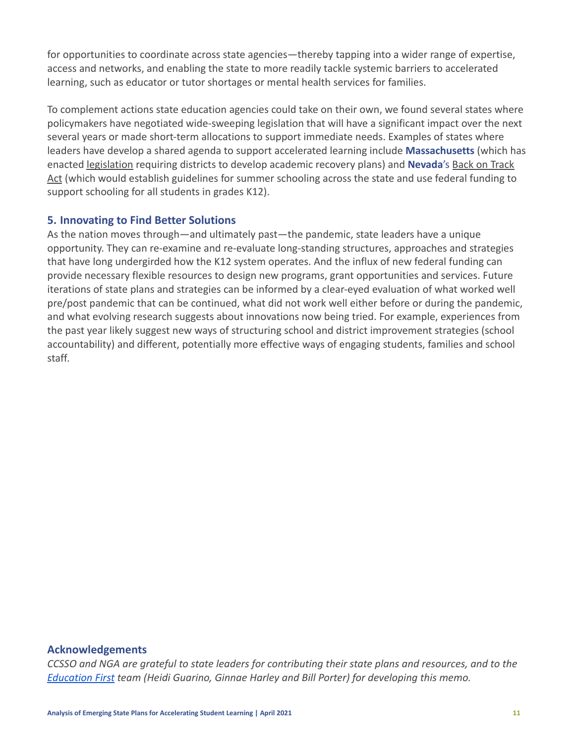for opportunities to coordinate across state agencies—thereby tapping into a wider range of expertise, access and networks, and enabling the state to more readily tackle systemic barriers to accelerated learning, such as educator or tutor shortages or mental health services for families.

To complement actions state education agencies could take on their own, we found several states where policymakers have negotiated wide-sweeping legislation that will have a significant impact over the next several years or made short-term allocations to support immediate needs. Examples of states where leaders have develop a shared agenda to support accelerated learning include **Massachusetts** (which has enacted legislation requiring districts to develop academic recovery plans) and **Nevada**'s Back on Track Act (which would establish guidelines for summer schooling across the state and use federal funding to support schooling for all students in grades K12).

### 5. Innovating to Find Better Solutions

As the nation moves through—and ultimately past—the pandemic, state leaders have a unique opportunity. They can re-examine and re-evaluate long-standing structures, approaches and strategies that have long undergirded how the K12 system operates. And the influx of new federal funding can provide necessary flexible resources to design new programs, grant opportunities and services. Future iterations of state plans and strategies can be informed by a clear-eyed evaluation of what worked well pre/post pandemic that can be continued, what did not work well either before or during the pandemic, and what evolving research suggests about innovations now being tried. For example, experiences from the past year likely suggest new ways of structuring school and district improvement strategies (school accountability) and different, potentially more effective ways of engaging students, families and school staff.

### Acknowledgements

*CCSSO and NGA are grateful to state leaders for contributing their state plans and resources, and to the Education First team (Heidi Guarino, Ginnae Harley and Bill Porter) for developing this memo.*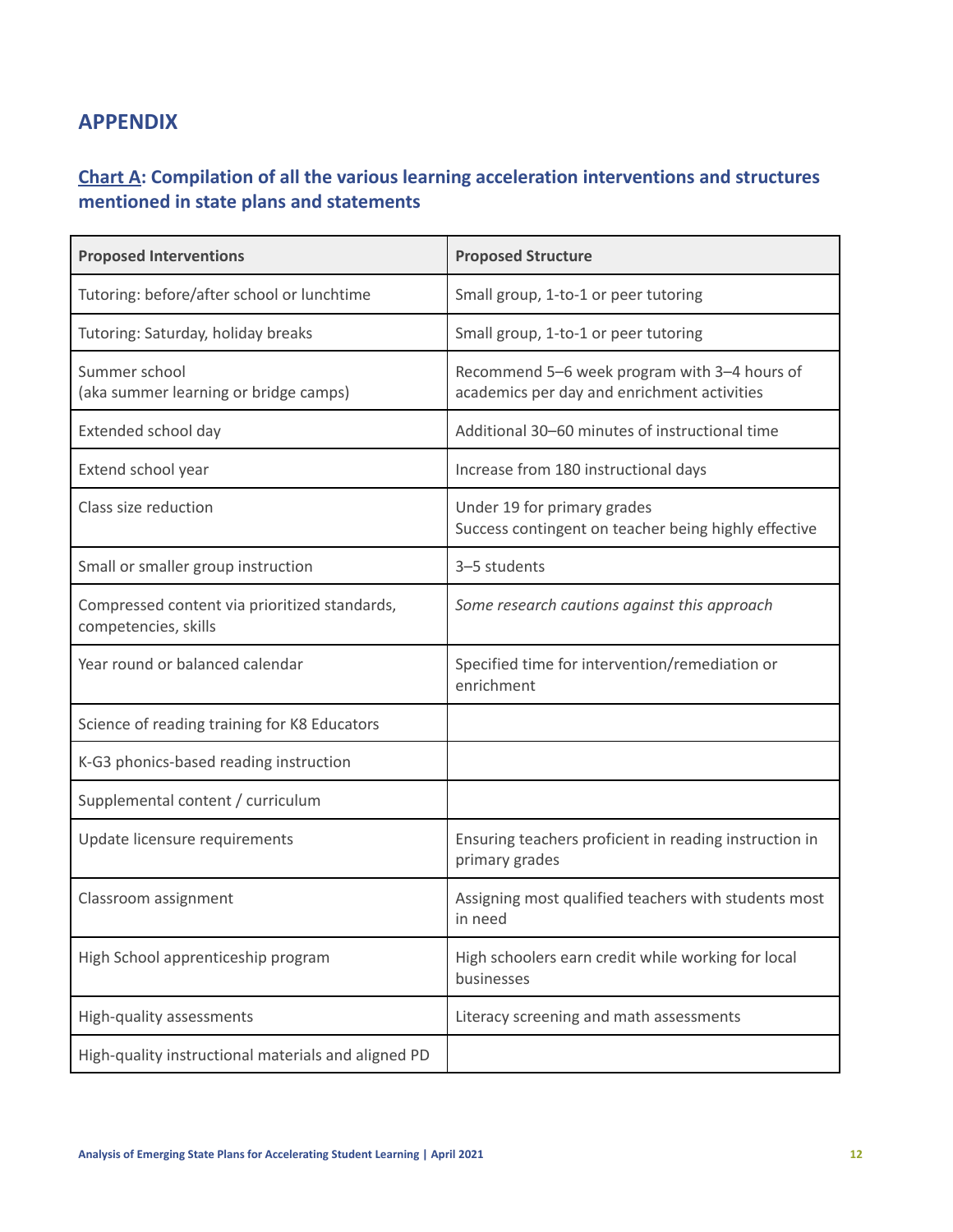## APPENDIX

### Chart A: Compilation of all the various learning acceleration interventions and structures mentioned in state plans and statements

| Proposed Interventions | Proposed Structure |
|---|---|
| Tutoring: before/after school or lunchtime | Small group, 1-to-1 or peer tutoring |
| Tutoring: Saturday, holiday breaks | Small group, 1-to-1 or peer tutoring |
| Summer school<br>(aka summer learning or bridge camps) | Recommend 5–6 week program with 3–4 hours of academics per day and enrichment activities |
| Extended school day | Additional 30–60 minutes of instructional time |
| Extend school year | Increase from 180 instructional days |
| Class size reduction | Under 19 for primary grades<br>Success contingent on teacher being highly effective |
| Small or smaller group instruction | 3–5 students |
| Compressed content via prioritized standards, competencies, skills | *Some research cautions against this approach* |
| Year round or balanced calendar | Specified time for intervention/remediation or enrichment |
| Science of reading training for K8 Educators | |
| K-G3 phonics-based reading instruction | |
| Supplemental content / curriculum | |
| Update licensure requirements | Ensuring teachers proficient in reading instruction in primary grades |
| Classroom assignment | Assigning most qualified teachers with students most in need |
| High School apprenticeship program | High schoolers earn credit while working for local businesses |
| High-quality assessments | Literacy screening and math assessments |
| High-quality instructional materials and aligned PD | |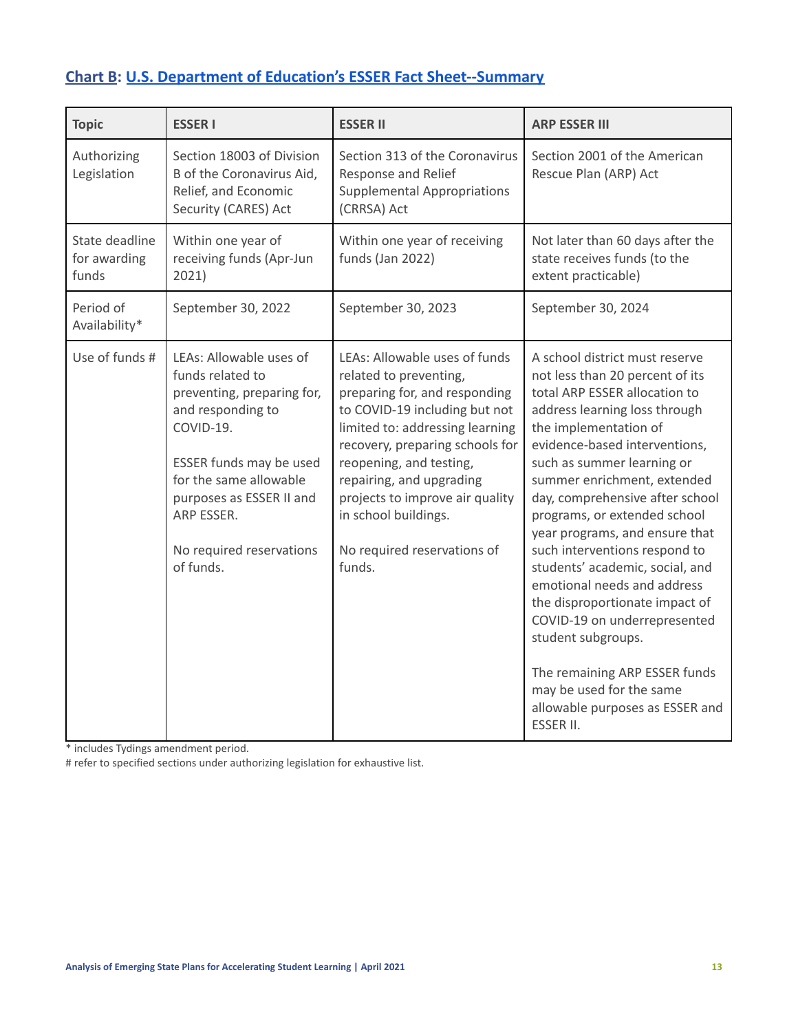## Chart B: U.S. Department of Education's ESSER Fact Sheet--Summary

| Topic | ESSER I | ESSER II | ARP ESSER III |
|---|---|---|---|
| Authorizing Legislation | Section 18003 of Division B of the Coronavirus Aid, Relief, and Economic Security (CARES) Act | Section 313 of the Coronavirus Response and Relief Supplemental Appropriations (CRRSA) Act | Section 2001 of the American Rescue Plan (ARP) Act |
| State deadline for awarding funds | Within one year of receiving funds (Apr-Jun 2021) | Within one year of receiving funds (Jan 2022) | Not later than 60 days after the state receives funds (to the extent practicable) |
| Period of Availability* | September 30, 2022 | September 30, 2023 | September 30, 2024 |
| Use of funds # | LEAs: Allowable uses of funds related to preventing, preparing for, and responding to COVID-19.<br><br>ESSER funds may be used for the same allowable purposes as ESSER II and ARP ESSER.<br><br>No required reservations of funds. | LEAs: Allowable uses of funds related to preventing, preparing for, and responding to COVID-19 including but not limited to: addressing learning recovery, preparing schools for reopening, and testing, repairing, and upgrading projects to improve air quality in school buildings.<br><br>No required reservations of funds. | A school district must reserve not less than 20 percent of its total ARP ESSER allocation to address learning loss through the implementation of evidence-based interventions, such as summer learning or summer enrichment, extended day, comprehensive after school programs, or extended school year programs, and ensure that such interventions respond to students' academic, social, and emotional needs and address the disproportionate impact of COVID-19 on underrepresented student subgroups.<br><br>The remaining ARP ESSER funds may be used for the same allowable purposes as ESSER and ESSER II. |

\* includes Tydings amendment period.
\# refer to specified sections under authorizing legislation for exhaustive list.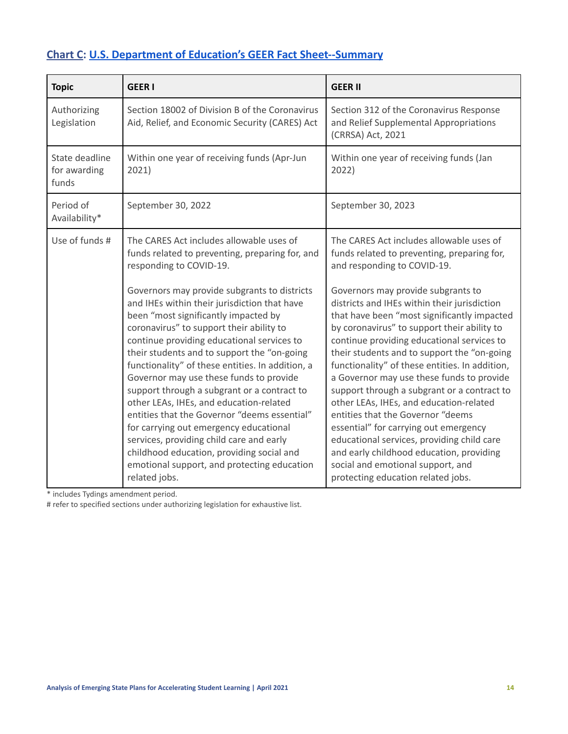## [Chart C](#): [U.S. Department of Education's GEER Fact Sheet--Summary](#)

| Topic | GEER I | GEER II |
|---|---|---|
| Authorizing Legislation | Section 18002 of Division B of the Coronavirus Aid, Relief, and Economic Security (CARES) Act | Section 312 of the Coronavirus Response and Relief Supplemental Appropriations (CRRSA) Act, 2021 |
| State deadline for awarding funds | Within one year of receiving funds (Apr-Jun 2021) | Within one year of receiving funds (Jan 2022) |
| Period of Availability* | September 30, 2022 | September 30, 2023 |
| Use of funds # | The CARES Act includes allowable uses of funds related to preventing, preparing for, and responding to COVID-19.<br><br>Governors may provide subgrants to districts and IHEs within their jurisdiction that have been "most significantly impacted by coronavirus" to support their ability to continue providing educational services to their students and to support the "on-going functionality" of these entities. In addition, a Governor may use these funds to provide support through a subgrant or a contract to other LEAs, IHEs, and education-related entities that the Governor "deems essential" for carrying out emergency educational services, providing child care and early childhood education, providing social and emotional support, and protecting education related jobs. | The CARES Act includes allowable uses of funds related to preventing, preparing for, and responding to COVID-19.<br><br>Governors may provide subgrants to districts and IHEs within their jurisdiction that have been "most significantly impacted by coronavirus" to support their ability to continue providing educational services to their students and to support the "on-going functionality" of these entities. In addition, a Governor may use these funds to provide support through a subgrant or a contract to other LEAs, IHEs, and education-related entities that the Governor "deems essential" for carrying out emergency educational services, providing child care and early childhood education, providing social and emotional support, and protecting education related jobs. |

* includes Tydings amendment period.
# refer to specified sections under authorizing legislation for exhaustive list.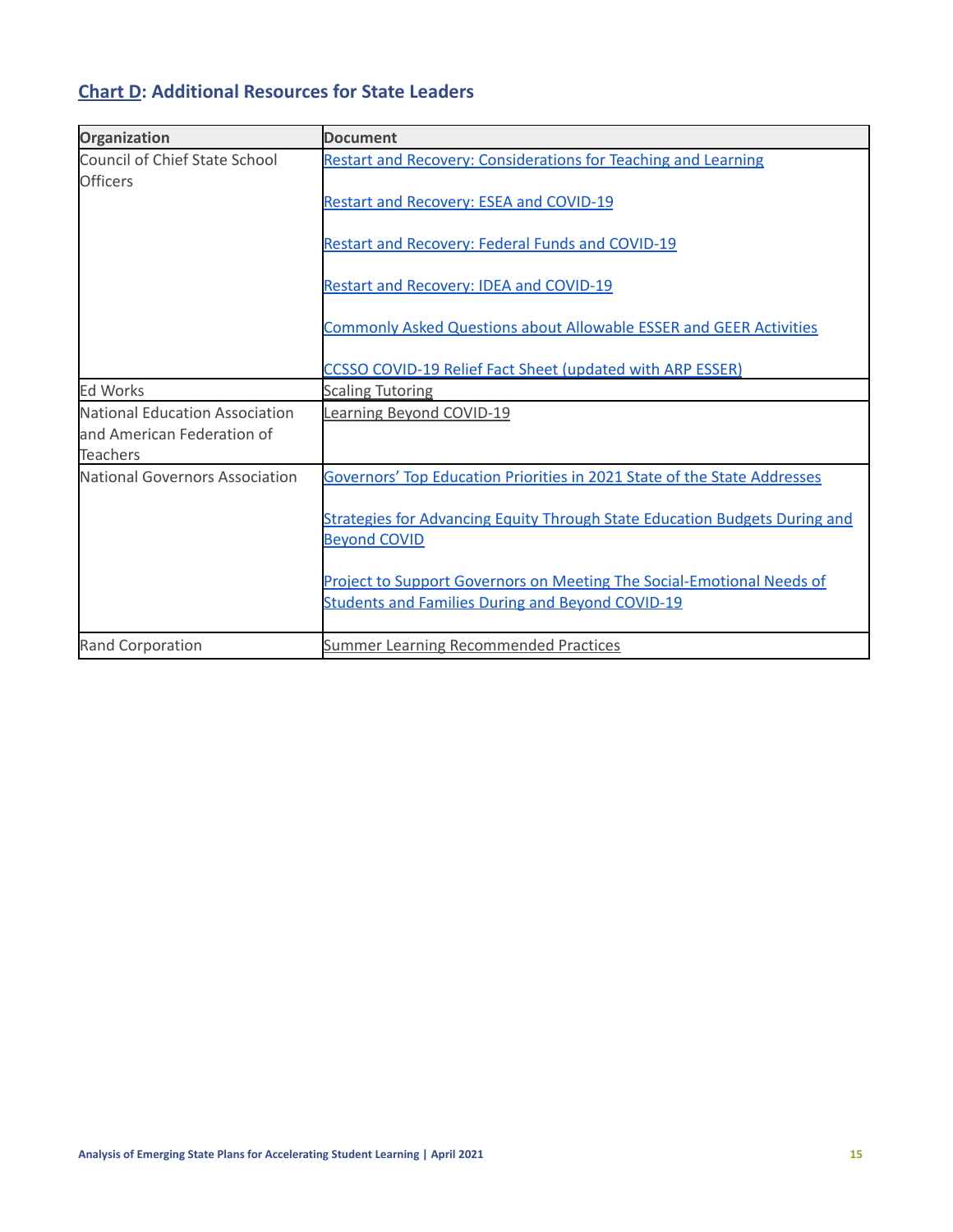## Chart D: Additional Resources for State Leaders

| Organization | Document |
|---|---|
| Council of Chief State School Officers | Restart and Recovery: Considerations for Teaching and Learning<br><br>Restart and Recovery: ESEA and COVID-19<br><br>Restart and Recovery: Federal Funds and COVID-19<br><br>Restart and Recovery: IDEA and COVID-19<br><br>Commonly Asked Questions about Allowable ESSER and GEER Activities<br><br>CCSSO COVID-19 Relief Fact Sheet (updated with ARP ESSER) |
| Ed Works | Scaling Tutoring |
| National Education Association and American Federation of Teachers | Learning Beyond COVID-19 |
| National Governors Association | Governors' Top Education Priorities in 2021 State of the State Addresses<br><br>Strategies for Advancing Equity Through State Education Budgets During and Beyond COVID<br><br>Project to Support Governors on Meeting The Social-Emotional Needs of Students and Families During and Beyond COVID-19 |
| Rand Corporation | Summer Learning Recommended Practices |